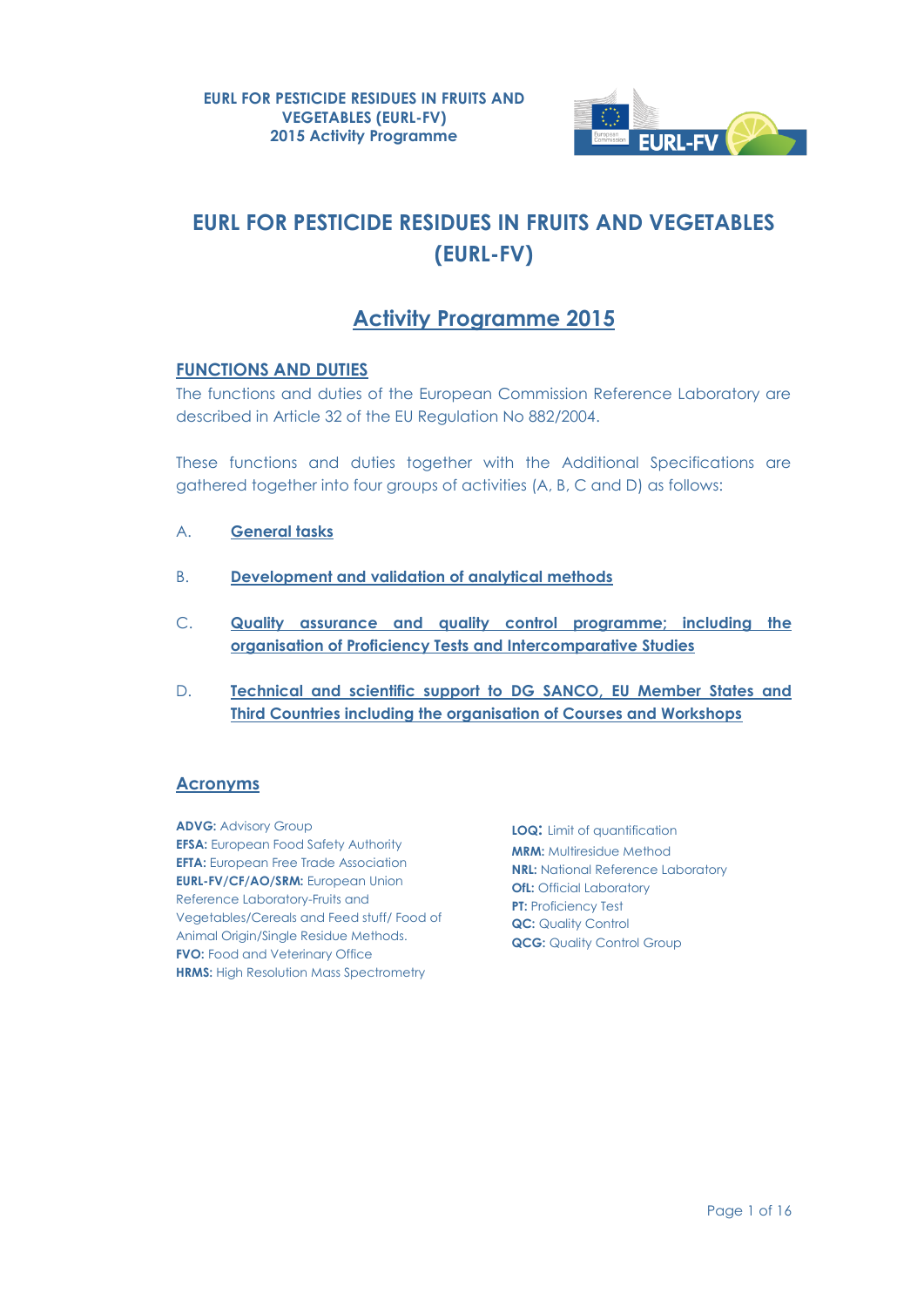# EURL FOR PESTICIDE RESIDUES IN FRUITS AND VEGETABLES (EURL-FV)

## Activity Programme 2015

### FUNCTIONS AND DUTIES

The functions and duties of the European Commission Reference Laboratory are described in Article 32 of the EU Regulation No 882/2004.

These functions and duties together with the Additional Specifications are gathered together into four groups of activities (A, B, C and D) as follows:

A. **General tasks**

B. **Development and validation of analytical methods**

C. **Quality assurance and quality control programme; including the organisation of Proficiency Tests and Intercomparative Studies**

D. **Technical and scientific support to DG SANCO, EU Member States and Third Countries including the organisation of Courses and Workshops**

### Acronyms

**ADVG:** Advisory Group
**EFSA:** European Food Safety Authority
**EFTA:** European Free Trade Association
**EURL-FV/CF/AO/SRM:** European Union Reference Laboratory-Fruits and Vegetables/Cereals and Feed stuff/ Food of Animal Origin/Single Residue Methods.
**FVO:** Food and Veterinary Office
**HRMS:** High Resolution Mass Spectrometry
**LOQ:** Limit of quantification
**MRM:** Multiresidue Method
**NRL:** National Reference Laboratory
**OfL:** Official Laboratory
**PT:** Proficiency Test
**QC:** Quality Control
**QCG:** Quality Control Group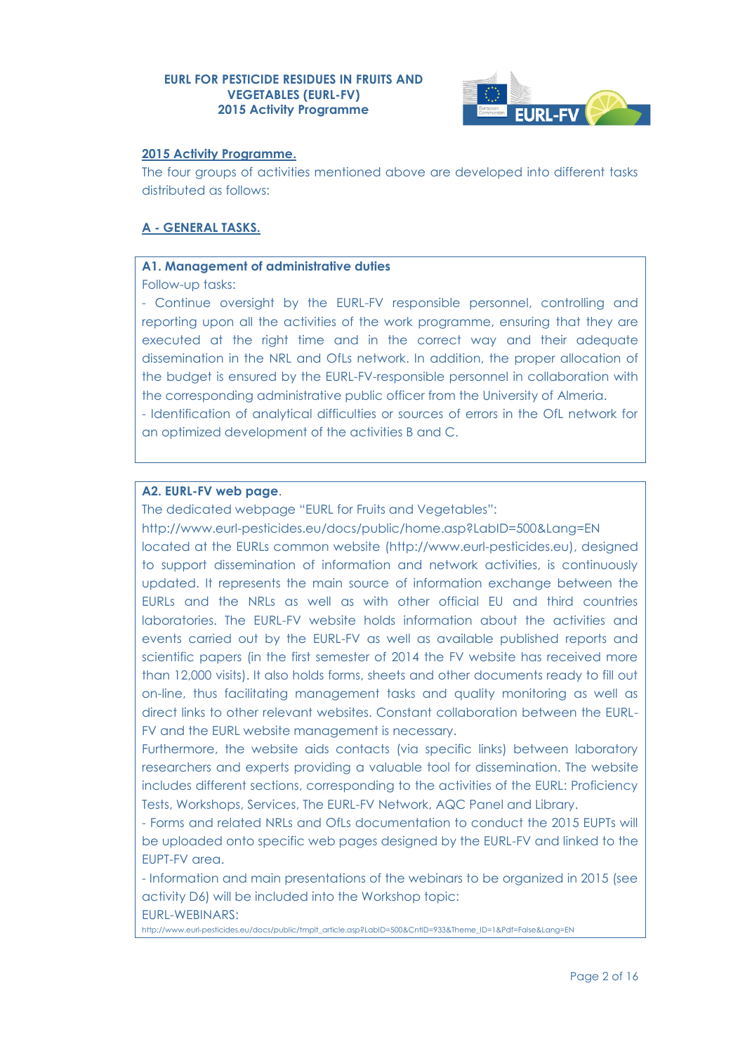## 2015 Activity Programme.

The four groups of activities mentioned above are developed into different tasks distributed as follows:

## A - GENERAL TASKS.

### A1. Management of administrative duties

Follow-up tasks:

- Continue oversight by the EURL-FV responsible personnel, controlling and reporting upon all the activities of the work programme, ensuring that they are executed at the right time and in the correct way and their adequate dissemination in the NRL and OfLs network. In addition, the proper allocation of the budget is ensured by the EURL-FV-responsible personnel in collaboration with the corresponding administrative public officer from the University of Almeria.
- Identification of analytical difficulties or sources of errors in the OfL network for an optimized development of the activities B and C.

### A2. EURL-FV web page.

The dedicated webpage "EURL for Fruits and Vegetables":

http://www.eurl-pesticides.eu/docs/public/home.asp?LabID=500&Lang=EN

located at the EURLs common website (http://www.eurl-pesticides.eu), designed to support dissemination of information and network activities, is continuously updated. It represents the main source of information exchange between the EURLs and the NRLs as well as with other official EU and third countries laboratories. The EURL-FV website holds information about the activities and events carried out by the EURL-FV as well as available published reports and scientific papers (in the first semester of 2014 the FV website has received more than 12,000 visits). It also holds forms, sheets and other documents ready to fill out on-line, thus facilitating management tasks and quality monitoring as well as direct links to other relevant websites. Constant collaboration between the EURL-FV and the EURL website management is necessary.

Furthermore, the website aids contacts (via specific links) between laboratory researchers and experts providing a valuable tool for dissemination. The website includes different sections, corresponding to the activities of the EURL: Proficiency Tests, Workshops, Services, The EURL-FV Network, AQC Panel and Library.

- Forms and related NRLs and OfLs documentation to conduct the 2015 EUPTs will be uploaded onto specific web pages designed by the EURL-FV and linked to the EUPT-FV area.
- Information and main presentations of the webinars to be organized in 2015 (see activity D6) will be included into the Workshop topic:

EURL-WEBINARS:

http://www.eurl-pesticides.eu/docs/public/tmplt_article.asp?LabID=500&CntID=933&Theme_ID=1&Pdf=False&Lang=EN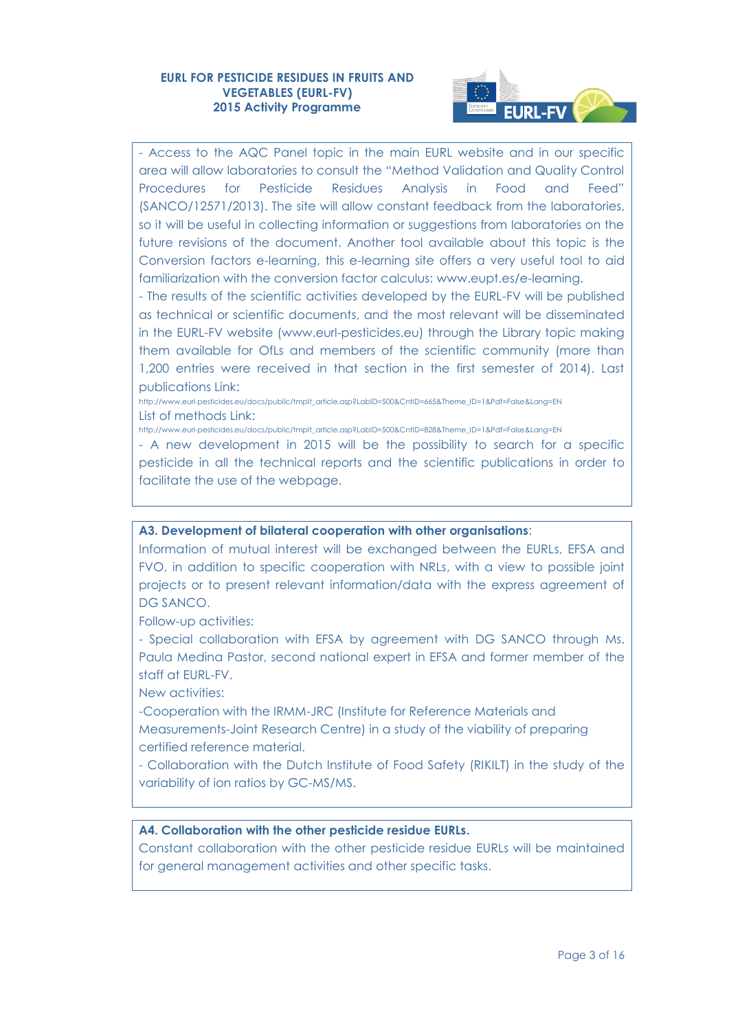- Access to the AQC Panel topic in the main EURL website and in our specific area will allow laboratories to consult the "Method Validation and Quality Control Procedures for Pesticide Residues Analysis in Food and Feed" (SANCO/12571/2013). The site will allow constant feedback from the laboratories, so it will be useful in collecting information or suggestions from laboratories on the future revisions of the document. Another tool available about this topic is the Conversion factors e-learning, this e-learning site offers a very useful tool to aid familiarization with the conversion factor calculus: www.eupt.es/e-learning.

- The results of the scientific activities developed by the EURL-FV will be published as technical or scientific documents, and the most relevant will be disseminated in the EURL-FV website (www.eurl-pesticides.eu) through the Library topic making them available for OfLs and members of the scientific community (more than 1,200 entries were received in that section in the first semester of 2014). Last publications Link:
http://www.eurl-pesticides.eu/docs/public/tmplt_article.asp?LabID=500&CntID=665&Theme_ID=1&Pdf=False&Lang=EN
List of methods Link:
http://www.eurl-pesticides.eu/docs/public/tmplt_article.asp?LabID=500&CntID=828&Theme_ID=1&Pdf=False&Lang=EN

- A new development in 2015 will be the possibility to search for a specific pesticide in all the technical reports and the scientific publications in order to facilitate the use of the webpage.

**A3. Development of bilateral cooperation with other organisations**:

Information of mutual interest will be exchanged between the EURLs, EFSA and FVO, in addition to specific cooperation with NRLs, with a view to possible joint projects or to present relevant information/data with the express agreement of DG SANCO.

Follow-up activities:

- Special collaboration with EFSA by agreement with DG SANCO through Ms. Paula Medina Pastor, second national expert in EFSA and former member of the staff at EURL-FV.

New activities:

-Cooperation with the IRMM-JRC (Institute for Reference Materials and Measurements-Joint Research Centre) in a study of the viability of preparing certified reference material.

- Collaboration with the Dutch Institute of Food Safety (RIKILT) in the study of the variability of ion ratios by GC-MS/MS.

**A4. Collaboration with the other pesticide residue EURLs.**

Constant collaboration with the other pesticide residue EURLs will be maintained for general management activities and other specific tasks.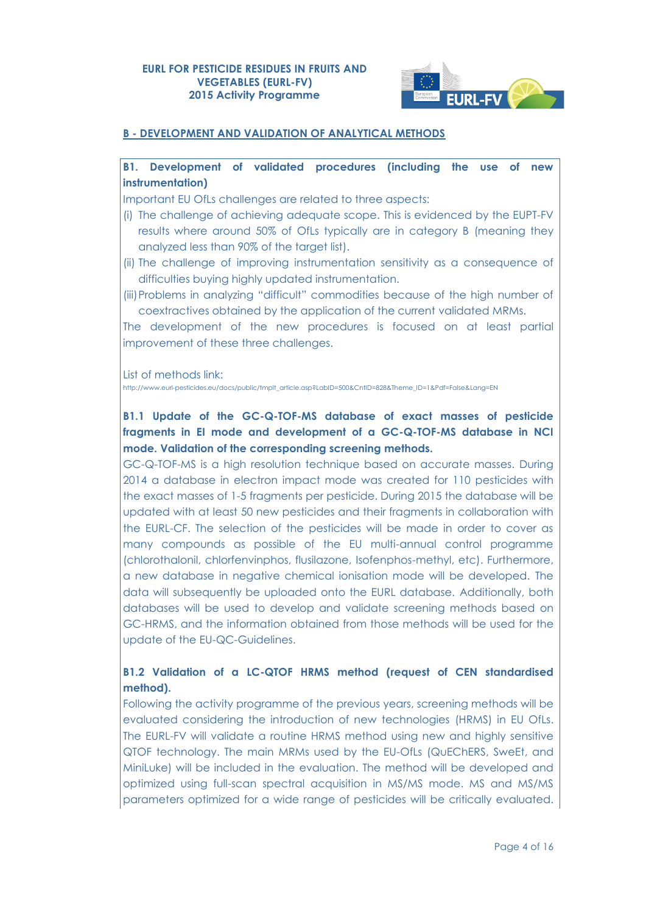## B - DEVELOPMENT AND VALIDATION OF ANALYTICAL METHODS

**B1. Development of validated procedures (including the use of new instrumentation)**

Important EU OfLs challenges are related to three aspects:

(i) The challenge of achieving adequate scope. This is evidenced by the EUPT-FV results where around 50% of OfLs typically are in category B (meaning they analyzed less than 90% of the target list).

(ii) The challenge of improving instrumentation sensitivity as a consequence of difficulties buying highly updated instrumentation.

(iii) Problems in analyzing "difficult" commodities because of the high number of coextractives obtained by the application of the current validated MRMs.

The development of the new procedures is focused on at least partial improvement of these three challenges.

List of methods link:
http://www.eurl-pesticides.eu/docs/public/tmplt_article.asp?LabID=500&CntID=828&Theme_ID=1&Pdf=False&Lang=EN

**B1.1 Update of the GC-Q-TOF-MS database of exact masses of pesticide fragments in EI mode and development of a GC-Q-TOF-MS database in NCI mode. Validation of the corresponding screening methods.**

GC-Q-TOF-MS is a high resolution technique based on accurate masses. During 2014 a database in electron impact mode was created for 110 pesticides with the exact masses of 1-5 fragments per pesticide. During 2015 the database will be updated with at least 50 new pesticides and their fragments in collaboration with the EURL-CF. The selection of the pesticides will be made in order to cover as many compounds as possible of the EU multi-annual control programme (chlorothalonil, chlorfenvinphos, flusilazone, Isofenphos-methyl, etc). Furthermore, a new database in negative chemical ionisation mode will be developed. The data will subsequently be uploaded onto the EURL database. Additionally, both databases will be used to develop and validate screening methods based on GC-HRMS, and the information obtained from those methods will be used for the update of the EU-QC-Guidelines.

**B1.2 Validation of a LC-QTOF HRMS method (request of CEN standardised method).**

Following the activity programme of the previous years, screening methods will be evaluated considering the introduction of new technologies (HRMS) in EU OfLs. The EURL-FV will validate a routine HRMS method using new and highly sensitive QTOF technology. The main MRMs used by the EU-OfLs (QuEChERS, SweEt, and MiniLuke) will be included in the evaluation. The method will be developed and optimized using full-scan spectral acquisition in MS/MS mode. MS and MS/MS parameters optimized for a wide range of pesticides will be critically evaluated.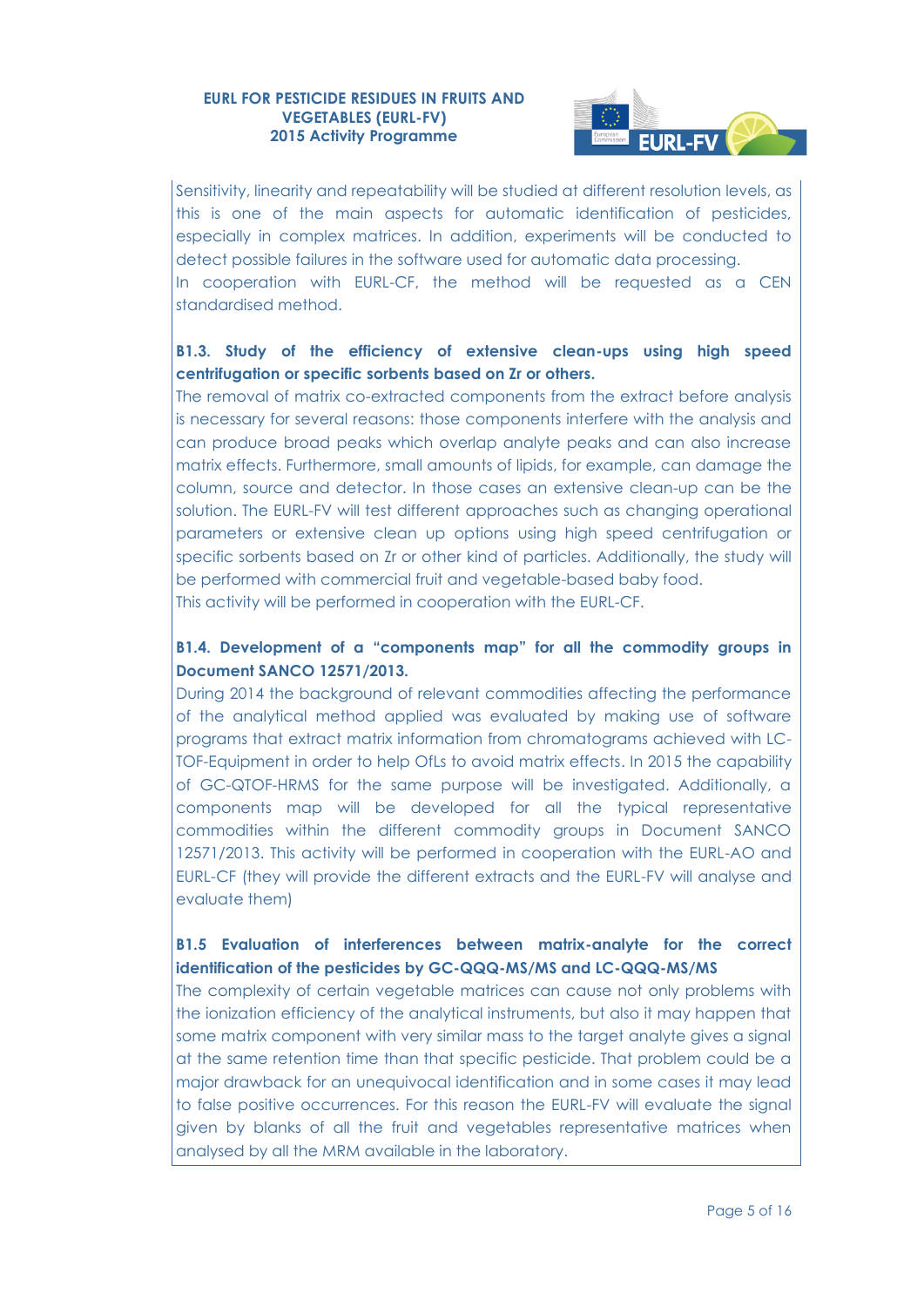Sensitivity, linearity and repeatability will be studied at different resolution levels, as this is one of the main aspects for automatic identification of pesticides, especially in complex matrices. In addition, experiments will be conducted to detect possible failures in the software used for automatic data processing.
In cooperation with EURL-CF, the method will be requested as a CEN standardised method.

**B1.3. Study of the efficiency of extensive clean-ups using high speed centrifugation or specific sorbents based on Zr or others.**

The removal of matrix co-extracted components from the extract before analysis is necessary for several reasons: those components interfere with the analysis and can produce broad peaks which overlap analyte peaks and can also increase matrix effects. Furthermore, small amounts of lipids, for example, can damage the column, source and detector. In those cases an extensive clean-up can be the solution. The EURL-FV will test different approaches such as changing operational parameters or extensive clean up options using high speed centrifugation or specific sorbents based on Zr or other kind of particles. Additionally, the study will be performed with commercial fruit and vegetable-based baby food.
This activity will be performed in cooperation with the EURL-CF.

**B1.4. Development of a "components map" for all the commodity groups in Document SANCO 12571/2013.**

During 2014 the background of relevant commodities affecting the performance of the analytical method applied was evaluated by making use of software programs that extract matrix information from chromatograms achieved with LC-TOF-Equipment in order to help OfLs to avoid matrix effects. In 2015 the capability of GC-QTOF-HRMS for the same purpose will be investigated. Additionally, a components map will be developed for all the typical representative commodities within the different commodity groups in Document SANCO 12571/2013. This activity will be performed in cooperation with the EURL-AO and EURL-CF (they will provide the different extracts and the EURL-FV will analyse and evaluate them)

**B1.5 Evaluation of interferences between matrix-analyte for the correct identification of the pesticides by GC-QQQ-MS/MS and LC-QQQ-MS/MS**

The complexity of certain vegetable matrices can cause not only problems with the ionization efficiency of the analytical instruments, but also it may happen that some matrix component with very similar mass to the target analyte gives a signal at the same retention time than that specific pesticide. That problem could be a major drawback for an unequivocal identification and in some cases it may lead to false positive occurrences. For this reason the EURL-FV will evaluate the signal given by blanks of all the fruit and vegetables representative matrices when analysed by all the MRM available in the laboratory.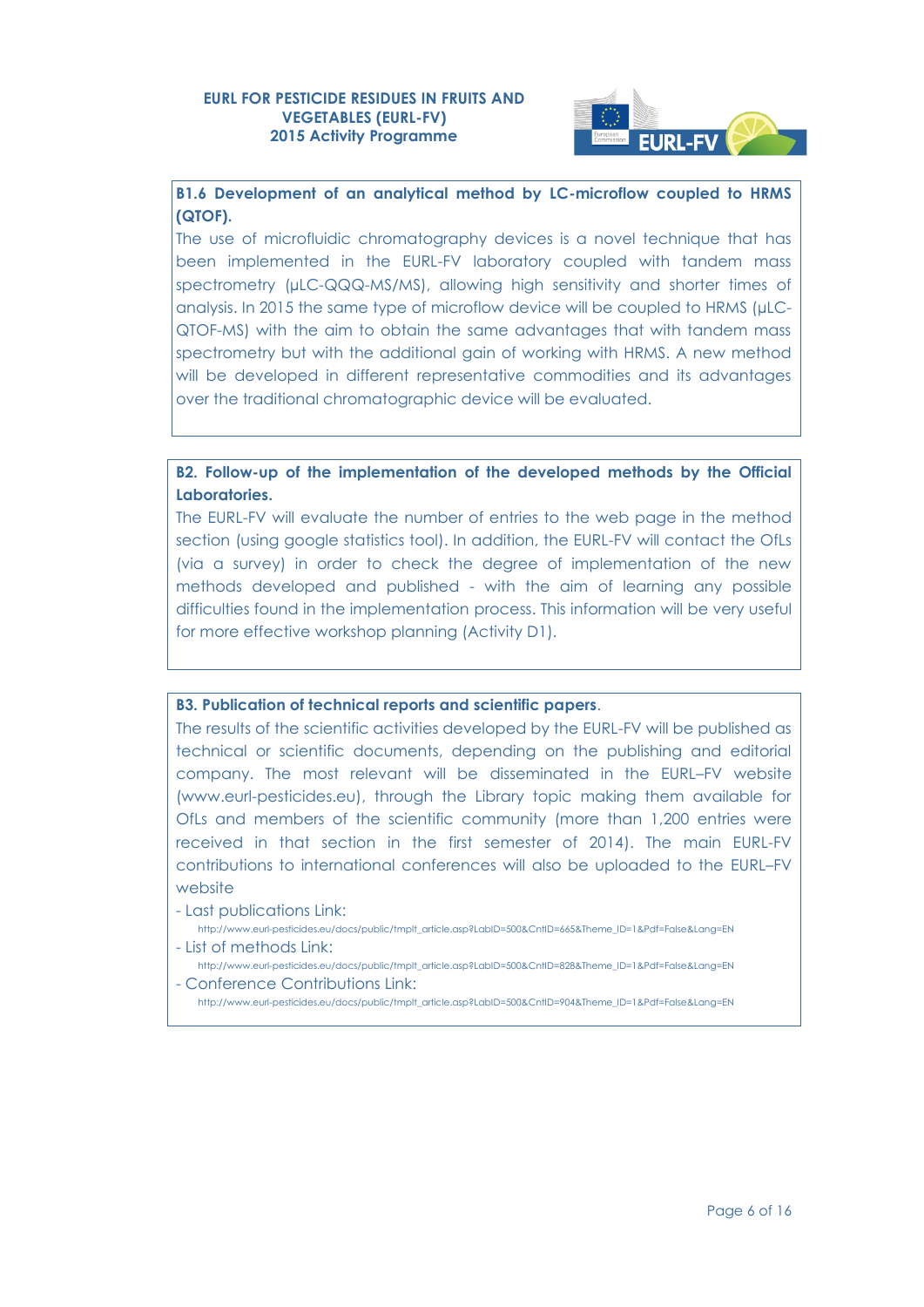**B1.6 Development of an analytical method by LC-microflow coupled to HRMS (QTOF).**

The use of microfluidic chromatography devices is a novel technique that has been implemented in the EURL-FV laboratory coupled with tandem mass spectrometry (µLC-QQQ-MS/MS), allowing high sensitivity and shorter times of analysis. In 2015 the same type of microflow device will be coupled to HRMS (µLC-QTOF-MS) with the aim to obtain the same advantages that with tandem mass spectrometry but with the additional gain of working with HRMS. A new method will be developed in different representative commodities and its advantages over the traditional chromatographic device will be evaluated.

**B2. Follow-up of the implementation of the developed methods by the Official Laboratories.**

The EURL-FV will evaluate the number of entries to the web page in the method section (using google statistics tool). In addition, the EURL-FV will contact the OfLs (via a survey) in order to check the degree of implementation of the new methods developed and published - with the aim of learning any possible difficulties found in the implementation process. This information will be very useful for more effective workshop planning (Activity D1).

**B3. Publication of technical reports and scientific papers**.

The results of the scientific activities developed by the EURL-FV will be published as technical or scientific documents, depending on the publishing and editorial company. The most relevant will be disseminated in the EURL–FV website (www.eurl-pesticides.eu), through the Library topic making them available for OfLs and members of the scientific community (more than 1,200 entries were received in that section in the first semester of 2014). The main EURL-FV contributions to international conferences will also be uploaded to the EURL–FV website

- Last publications Link:
  http://www.eurl-pesticides.eu/docs/public/tmplt_article.asp?LabID=500&CntID=665&Theme_ID=1&Pdf=False&Lang=EN
- List of methods Link:
  http://www.eurl-pesticides.eu/docs/public/tmplt_article.asp?LabID=500&CntID=828&Theme_ID=1&Pdf=False&Lang=EN
- Conference Contributions Link:
  http://www.eurl-pesticides.eu/docs/public/tmplt_article.asp?LabID=500&CntID=904&Theme_ID=1&Pdf=False&Lang=EN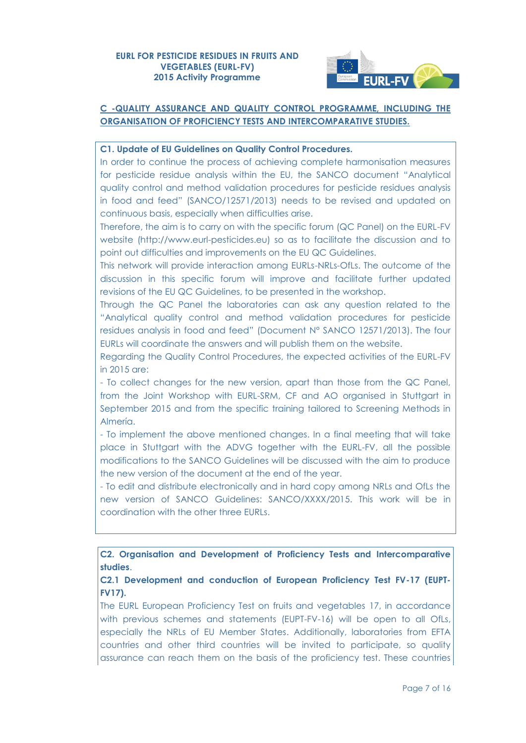## C -QUALITY ASSURANCE AND QUALITY CONTROL PROGRAMME, INCLUDING THE ORGANISATION OF PROFICIENCY TESTS AND INTERCOMPARATIVE STUDIES.

**C1. Update of EU Guidelines on Quality Control Procedures.**

In order to continue the process of achieving complete harmonisation measures for pesticide residue analysis within the EU, the SANCO document "Analytical quality control and method validation procedures for pesticide residues analysis in food and feed" (SANCO/12571/2013) needs to be revised and updated on continuous basis, especially when difficulties arise.

Therefore, the aim is to carry on with the specific forum (QC Panel) on the EURL-FV website (http://www.eurl-pesticides.eu) so as to facilitate the discussion and to point out difficulties and improvements on the EU QC Guidelines.

This network will provide interaction among EURLs-NRLs-OfLs. The outcome of the discussion in this specific forum will improve and facilitate further updated revisions of the EU QC Guidelines, to be presented in the workshop.

Through the QC Panel the laboratories can ask any question related to the "Analytical quality control and method validation procedures for pesticide residues analysis in food and feed" (Document N° SANCO 12571/2013). The four EURLs will coordinate the answers and will publish them on the website.

Regarding the Quality Control Procedures, the expected activities of the EURL-FV in 2015 are:

- To collect changes for the new version, apart than those from the QC Panel, from the Joint Workshop with EURL-SRM, CF and AO organised in Stuttgart in September 2015 and from the specific training tailored to Screening Methods in Almería.
- To implement the above mentioned changes. In a final meeting that will take place in Stuttgart with the ADVG together with the EURL-FV, all the possible modifications to the SANCO Guidelines will be discussed with the aim to produce the new version of the document at the end of the year.
- To edit and distribute electronically and in hard copy among NRLs and OfLs the new version of SANCO Guidelines: SANCO/XXXX/2015. This work will be in coordination with the other three EURLs.

**C2. Organisation and Development of Proficiency Tests and Intercomparative studies.**

**C2.1 Development and conduction of European Proficiency Test FV-17 (EUPT-FV17).**

The EURL European Proficiency Test on fruits and vegetables 17, in accordance with previous schemes and statements (EUPT-FV-16) will be open to all OfLs, especially the NRLs of EU Member States. Additionally, laboratories from EFTA countries and other third countries will be invited to participate, so quality assurance can reach them on the basis of the proficiency test. These countries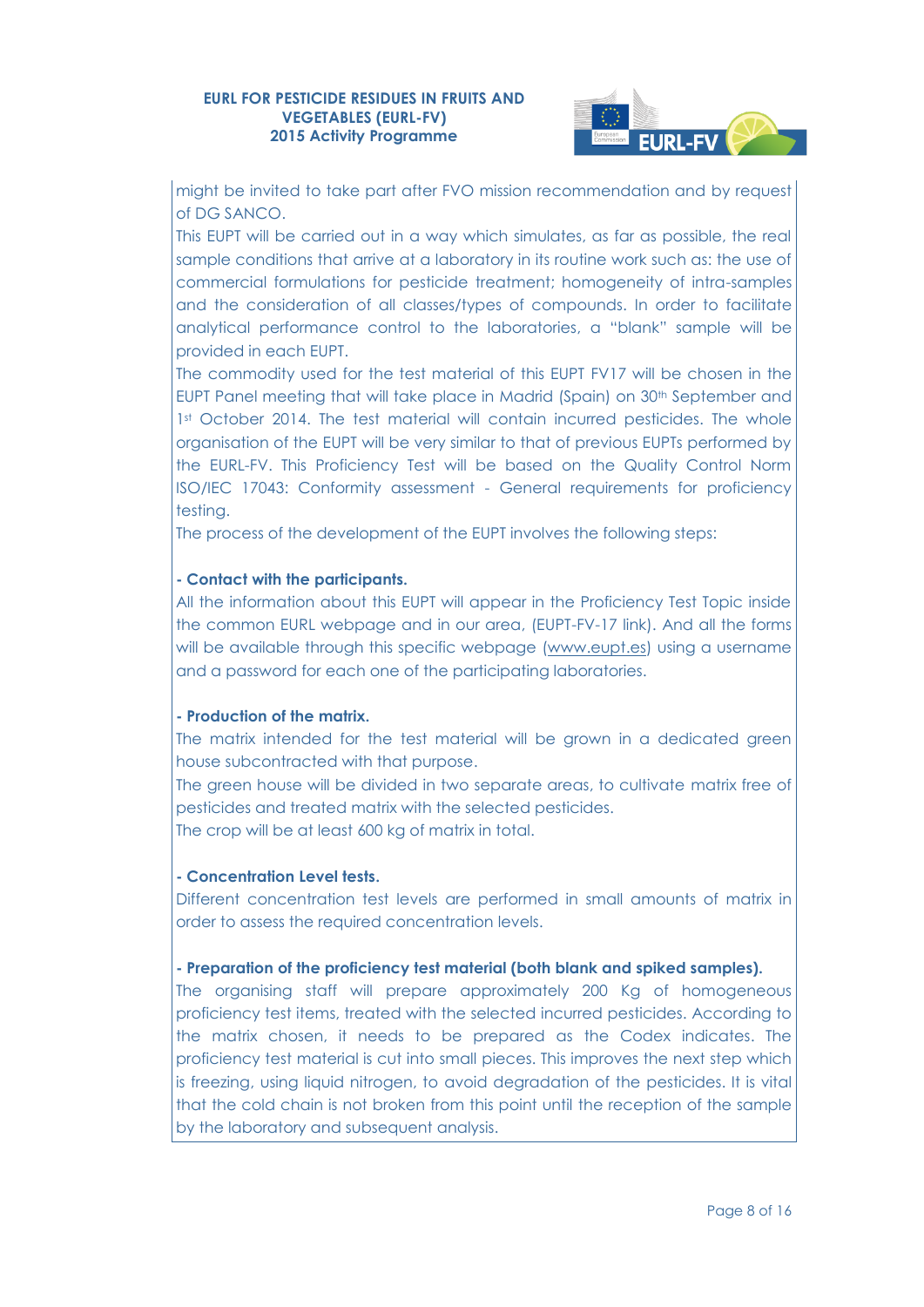might be invited to take part after FVO mission recommendation and by request of DG SANCO.

This EUPT will be carried out in a way which simulates, as far as possible, the real sample conditions that arrive at a laboratory in its routine work such as: the use of commercial formulations for pesticide treatment; homogeneity of intra-samples and the consideration of all classes/types of compounds. In order to facilitate analytical performance control to the laboratories, a "blank" sample will be provided in each EUPT.

The commodity used for the test material of this EUPT FV17 will be chosen in the EUPT Panel meeting that will take place in Madrid (Spain) on 30th September and 1st October 2014. The test material will contain incurred pesticides. The whole organisation of the EUPT will be very similar to that of previous EUPTs performed by the EURL-FV. This Proficiency Test will be based on the Quality Control Norm ISO/IEC 17043: Conformity assessment - General requirements for proficiency testing.

The process of the development of the EUPT involves the following steps:

**- Contact with the participants.**

All the information about this EUPT will appear in the Proficiency Test Topic inside the common EURL webpage and in our area, (EUPT-FV-17 link). And all the forms will be available through this specific webpage (www.eupt.es) using a username and a password for each one of the participating laboratories.

**- Production of the matrix.**

The matrix intended for the test material will be grown in a dedicated green house subcontracted with that purpose.

The green house will be divided in two separate areas, to cultivate matrix free of pesticides and treated matrix with the selected pesticides.

The crop will be at least 600 kg of matrix in total.

**- Concentration Level tests.**

Different concentration test levels are performed in small amounts of matrix in order to assess the required concentration levels.

**- Preparation of the proficiency test material (both blank and spiked samples).**

The organising staff will prepare approximately 200 Kg of homogeneous proficiency test items, treated with the selected incurred pesticides. According to the matrix chosen, it needs to be prepared as the Codex indicates. The proficiency test material is cut into small pieces. This improves the next step which is freezing, using liquid nitrogen, to avoid degradation of the pesticides. It is vital that the cold chain is not broken from this point until the reception of the sample by the laboratory and subsequent analysis.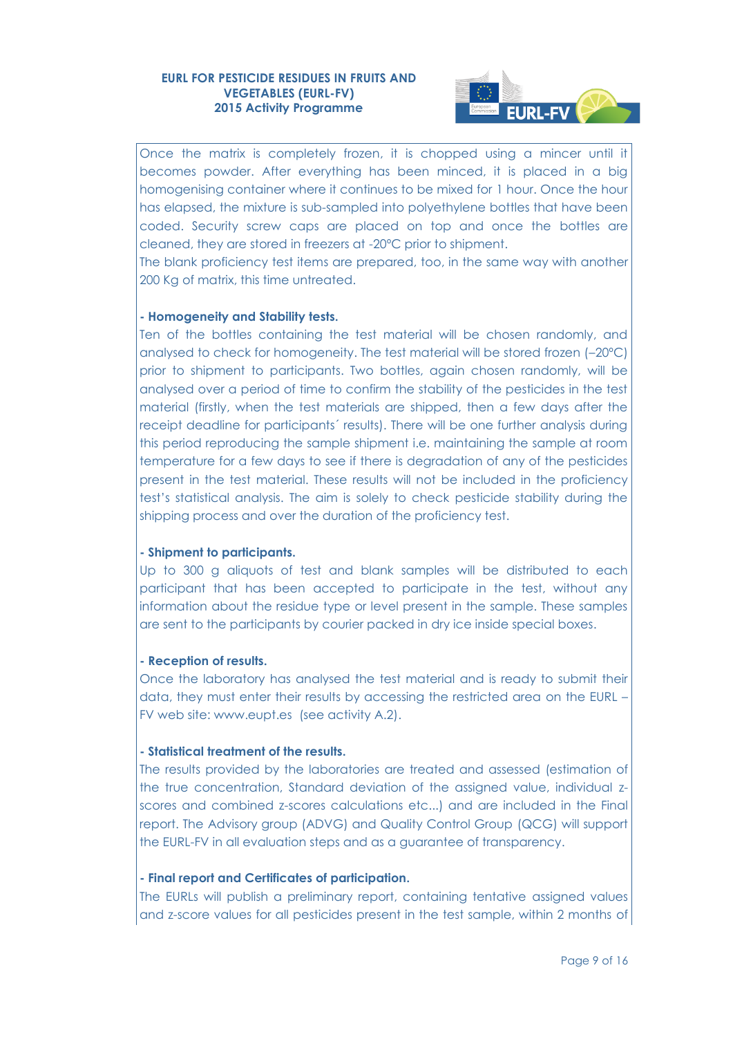Once the matrix is completely frozen, it is chopped using a mincer until it becomes powder. After everything has been minced, it is placed in a big homogenising container where it continues to be mixed for 1 hour. Once the hour has elapsed, the mixture is sub-sampled into polyethylene bottles that have been coded. Security screw caps are placed on top and once the bottles are cleaned, they are stored in freezers at -20ºC prior to shipment.
The blank proficiency test items are prepared, too, in the same way with another 200 Kg of matrix, this time untreated.

**- Homogeneity and Stability tests.**
Ten of the bottles containing the test material will be chosen randomly, and analysed to check for homogeneity. The test material will be stored frozen (–20ºC) prior to shipment to participants. Two bottles, again chosen randomly, will be analysed over a period of time to confirm the stability of the pesticides in the test material (firstly, when the test materials are shipped, then a few days after the receipt deadline for participants´ results). There will be one further analysis during this period reproducing the sample shipment i.e. maintaining the sample at room temperature for a few days to see if there is degradation of any of the pesticides present in the test material. These results will not be included in the proficiency test's statistical analysis. The aim is solely to check pesticide stability during the shipping process and over the duration of the proficiency test.

**- Shipment to participants.**
Up to 300 g aliquots of test and blank samples will be distributed to each participant that has been accepted to participate in the test, without any information about the residue type or level present in the sample. These samples are sent to the participants by courier packed in dry ice inside special boxes.

**- Reception of results.**
Once the laboratory has analysed the test material and is ready to submit their data, they must enter their results by accessing the restricted area on the EURL – FV web site: www.eupt.es (see activity A.2).

**- Statistical treatment of the results.**
The results provided by the laboratories are treated and assessed (estimation of the true concentration, Standard deviation of the assigned value, individual z-scores and combined z-scores calculations etc...) and are included in the Final report. The Advisory group (ADVG) and Quality Control Group (QCG) will support the EURL-FV in all evaluation steps and as a guarantee of transparency.

**- Final report and Certificates of participation.**
The EURLs will publish a preliminary report, containing tentative assigned values and z-score values for all pesticides present in the test sample, within 2 months of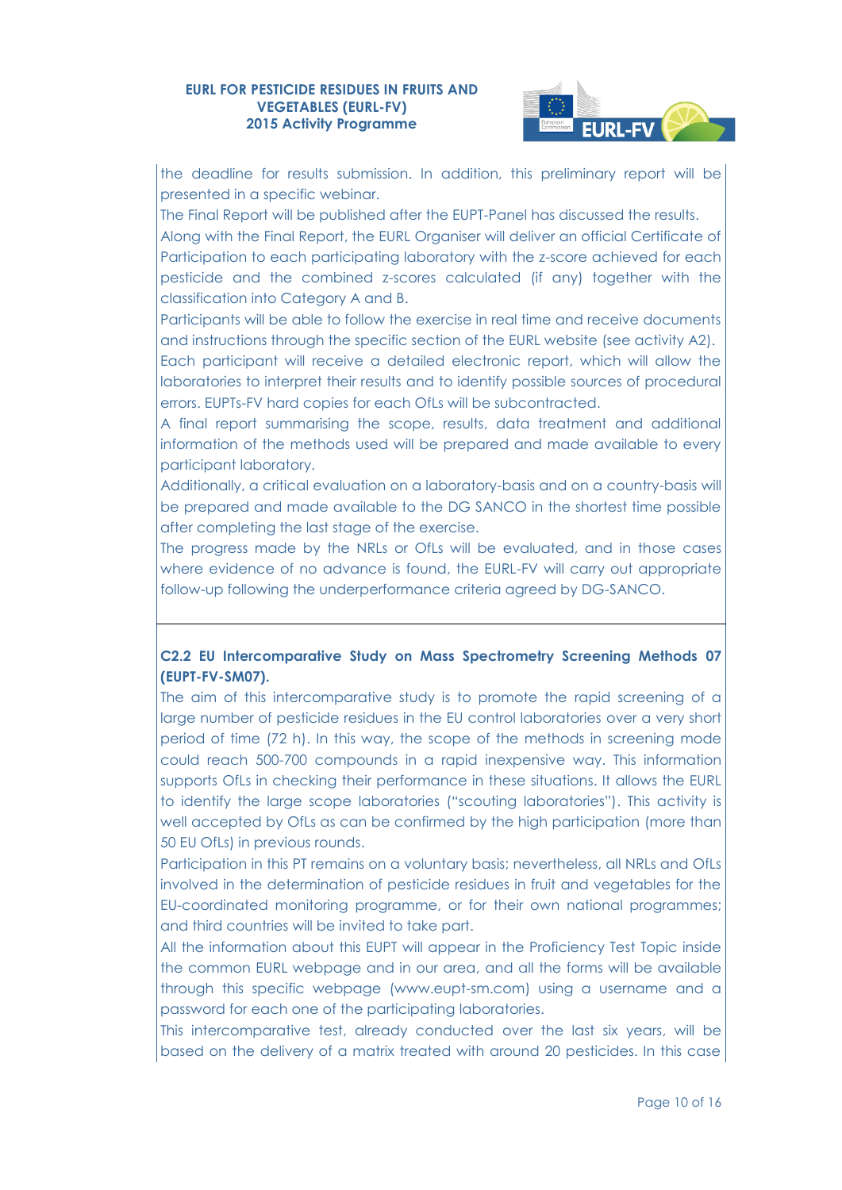the deadline for results submission. In addition, this preliminary report will be presented in a specific webinar.

The Final Report will be published after the EUPT-Panel has discussed the results.

Along with the Final Report, the EURL Organiser will deliver an official Certificate of Participation to each participating laboratory with the z-score achieved for each pesticide and the combined z-scores calculated (if any) together with the classification into Category A and B.

Participants will be able to follow the exercise in real time and receive documents and instructions through the specific section of the EURL website (see activity A2).

Each participant will receive a detailed electronic report, which will allow the laboratories to interpret their results and to identify possible sources of procedural errors. EUPTs-FV hard copies for each OfLs will be subcontracted.

A final report summarising the scope, results, data treatment and additional information of the methods used will be prepared and made available to every participant laboratory.

Additionally, a critical evaluation on a laboratory-basis and on a country-basis will be prepared and made available to the DG SANCO in the shortest time possible after completing the last stage of the exercise.

The progress made by the NRLs or OfLs will be evaluated, and in those cases where evidence of no advance is found, the EURL-FV will carry out appropriate follow-up following the underperformance criteria agreed by DG-SANCO.

### C2.2 EU Intercomparative Study on Mass Spectrometry Screening Methods 07 (EUPT-FV-SM07).

The aim of this intercomparative study is to promote the rapid screening of a large number of pesticide residues in the EU control laboratories over a very short period of time (72 h). In this way, the scope of the methods in screening mode could reach 500-700 compounds in a rapid inexpensive way. This information supports OfLs in checking their performance in these situations. It allows the EURL to identify the large scope laboratories ("scouting laboratories"). This activity is well accepted by OfLs as can be confirmed by the high participation (more than 50 EU OfLs) in previous rounds.

Participation in this PT remains on a voluntary basis; nevertheless, all NRLs and OfLs involved in the determination of pesticide residues in fruit and vegetables for the EU-coordinated monitoring programme, or for their own national programmes; and third countries will be invited to take part.

All the information about this EUPT will appear in the Proficiency Test Topic inside the common EURL webpage and in our area, and all the forms will be available through this specific webpage (www.eupt-sm.com) using a username and a password for each one of the participating laboratories.

This intercomparative test, already conducted over the last six years, will be based on the delivery of a matrix treated with around 20 pesticides. In this case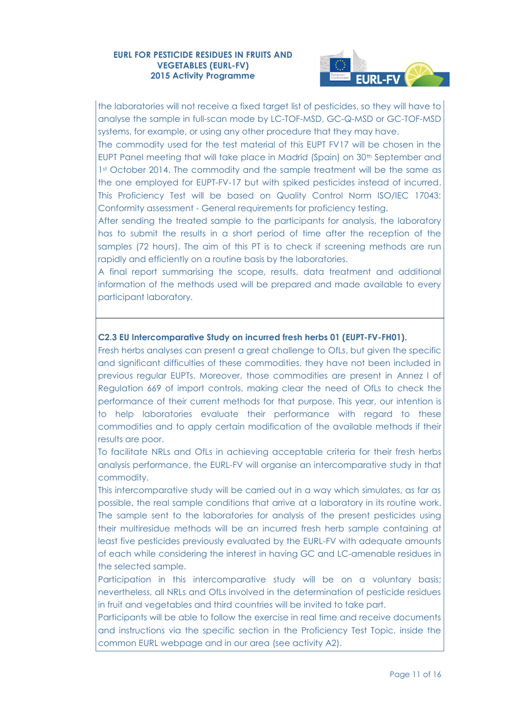the laboratories will not receive a fixed target list of pesticides, so they will have to analyse the sample in full-scan mode by LC-TOF-MSD, GC-Q-MSD or GC-TOF-MSD systems, for example, or using any other procedure that they may have.

The commodity used for the test material of this EUPT FV17 will be chosen in the EUPT Panel meeting that will take place in Madrid (Spain) on 30th September and 1st October 2014. The commodity and the sample treatment will be the same as the one employed for EUPT-FV-17 but with spiked pesticides instead of incurred. This Proficiency Test will be based on Quality Control Norm ISO/IEC 17043: Conformity assessment - General requirements for proficiency testing.

After sending the treated sample to the participants for analysis, the laboratory has to submit the results in a short period of time after the reception of the samples (72 hours). The aim of this PT is to check if screening methods are run rapidly and efficiently on a routine basis by the laboratories.

A final report summarising the scope, results, data treatment and additional information of the methods used will be prepared and made available to every participant laboratory.

**C2.3 EU Intercomparative Study on incurred fresh herbs 01 (EUPT-FV-FH01).**

Fresh herbs analyses can present a great challenge to OfLs, but given the specific and significant difficulties of these commodities, they have not been included in previous regular EUPTs. Moreover, those commodities are present in Annez I of Regulation 669 of import controls, making clear the need of OfLs to check the performance of their current methods for that purpose. This year, our intention is to help laboratories evaluate their performance with regard to these commodities and to apply certain modification of the available methods if their results are poor.

To facilitate NRLs and OfLs in achieving acceptable criteria for their fresh herbs analysis performance, the EURL-FV will organise an intercomparative study in that commodity.

This intercomparative study will be carried out in a way which simulates, as far as possible, the real sample conditions that arrive at a laboratory in its routine work. The sample sent to the laboratories for analysis of the present pesticides using their multiresidue methods will be an incurred fresh herb sample containing at least five pesticides previously evaluated by the EURL-FV with adequate amounts of each while considering the interest in having GC and LC-amenable residues in the selected sample.

Participation in this intercomparative study will be on a voluntary basis; nevertheless, all NRLs and OfLs involved in the determination of pesticide residues in fruit and vegetables and third countries will be invited to take part.

Participants will be able to follow the exercise in real time and receive documents and instructions via the specific section in the Proficiency Test Topic, inside the common EURL webpage and in our area (see activity A2).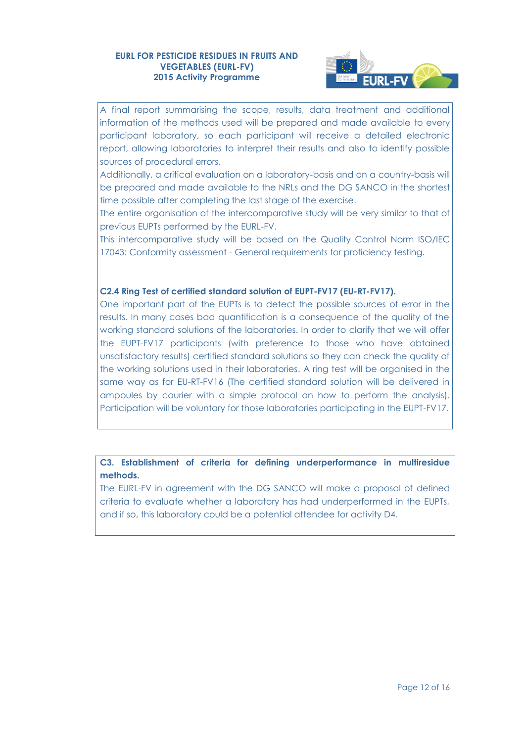A final report summarising the scope, results, data treatment and additional information of the methods used will be prepared and made available to every participant laboratory, so each participant will receive a detailed electronic report, allowing laboratories to interpret their results and also to identify possible sources of procedural errors.

Additionally, a critical evaluation on a laboratory-basis and on a country-basis will be prepared and made available to the NRLs and the DG SANCO in the shortest time possible after completing the last stage of the exercise.

The entire organisation of the intercomparative study will be very similar to that of previous EUPTs performed by the EURL-FV.

This intercomparative study will be based on the Quality Control Norm ISO/IEC 17043: Conformity assessment - General requirements for proficiency testing.

**C2.4 Ring Test of certified standard solution of EUPT-FV17 (EU-RT-FV17).**

One important part of the EUPTs is to detect the possible sources of error in the results. In many cases bad quantification is a consequence of the quality of the working standard solutions of the laboratories. In order to clarify that we will offer the EUPT-FV17 participants (with preference to those who have obtained unsatisfactory results) certified standard solutions so they can check the quality of the working solutions used in their laboratories. A ring test will be organised in the same way as for EU-RT-FV16 (The certified standard solution will be delivered in ampoules by courier with a simple protocol on how to perform the analysis). Participation will be voluntary for those laboratories participating in the EUPT-FV17.

**C3. Establishment of criteria for defining underperformance in multiresidue methods.**

The EURL-FV in agreement with the DG SANCO will make a proposal of defined criteria to evaluate whether a laboratory has had underperformed in the EUPTs, and if so, this laboratory could be a potential attendee for activity D4.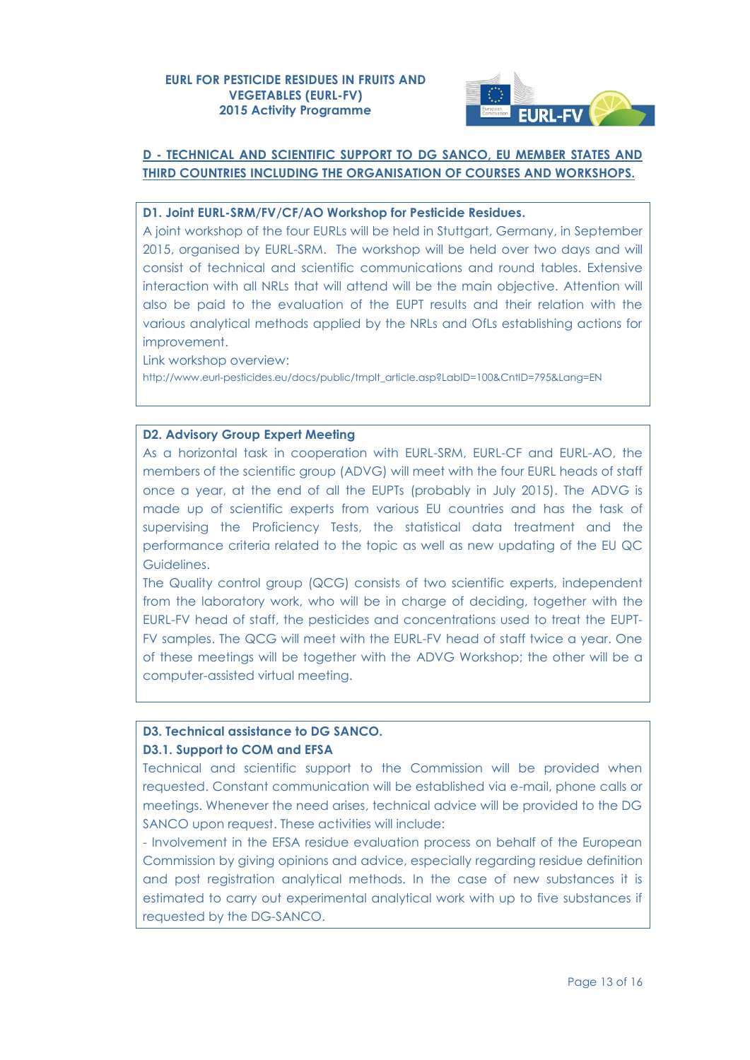## D - TECHNICAL AND SCIENTIFIC SUPPORT TO DG SANCO, EU MEMBER STATES AND THIRD COUNTRIES INCLUDING THE ORGANISATION OF COURSES AND WORKSHOPS.

### D1. Joint EURL-SRM/FV/CF/AO Workshop for Pesticide Residues.

A joint workshop of the four EURLs will be held in Stuttgart, Germany, in September 2015, organised by EURL-SRM. The workshop will be held over two days and will consist of technical and scientific communications and round tables. Extensive interaction with all NRLs that will attend will be the main objective. Attention will also be paid to the evaluation of the EUPT results and their relation with the various analytical methods applied by the NRLs and OfLs establishing actions for improvement.

Link workshop overview:
http://www.eurl-pesticides.eu/docs/public/tmplt_article.asp?LabID=100&CntID=795&Lang=EN

### D2. Advisory Group Expert Meeting

As a horizontal task in cooperation with EURL-SRM, EURL-CF and EURL-AO, the members of the scientific group (ADVG) will meet with the four EURL heads of staff once a year, at the end of all the EUPTs (probably in July 2015). The ADVG is made up of scientific experts from various EU countries and has the task of supervising the Proficiency Tests, the statistical data treatment and the performance criteria related to the topic as well as new updating of the EU QC Guidelines.

The Quality control group (QCG) consists of two scientific experts, independent from the laboratory work, who will be in charge of deciding, together with the EURL-FV head of staff, the pesticides and concentrations used to treat the EUPT-FV samples. The QCG will meet with the EURL-FV head of staff twice a year. One of these meetings will be together with the ADVG Workshop; the other will be a computer-assisted virtual meeting.

### D3. Technical assistance to DG SANCO.

#### D3.1. Support to COM and EFSA

Technical and scientific support to the Commission will be provided when requested. Constant communication will be established via e-mail, phone calls or meetings. Whenever the need arises, technical advice will be provided to the DG SANCO upon request. These activities will include:

- Involvement in the EFSA residue evaluation process on behalf of the European Commission by giving opinions and advice, especially regarding residue definition and post registration analytical methods. In the case of new substances it is estimated to carry out experimental analytical work with up to five substances if requested by the DG-SANCO.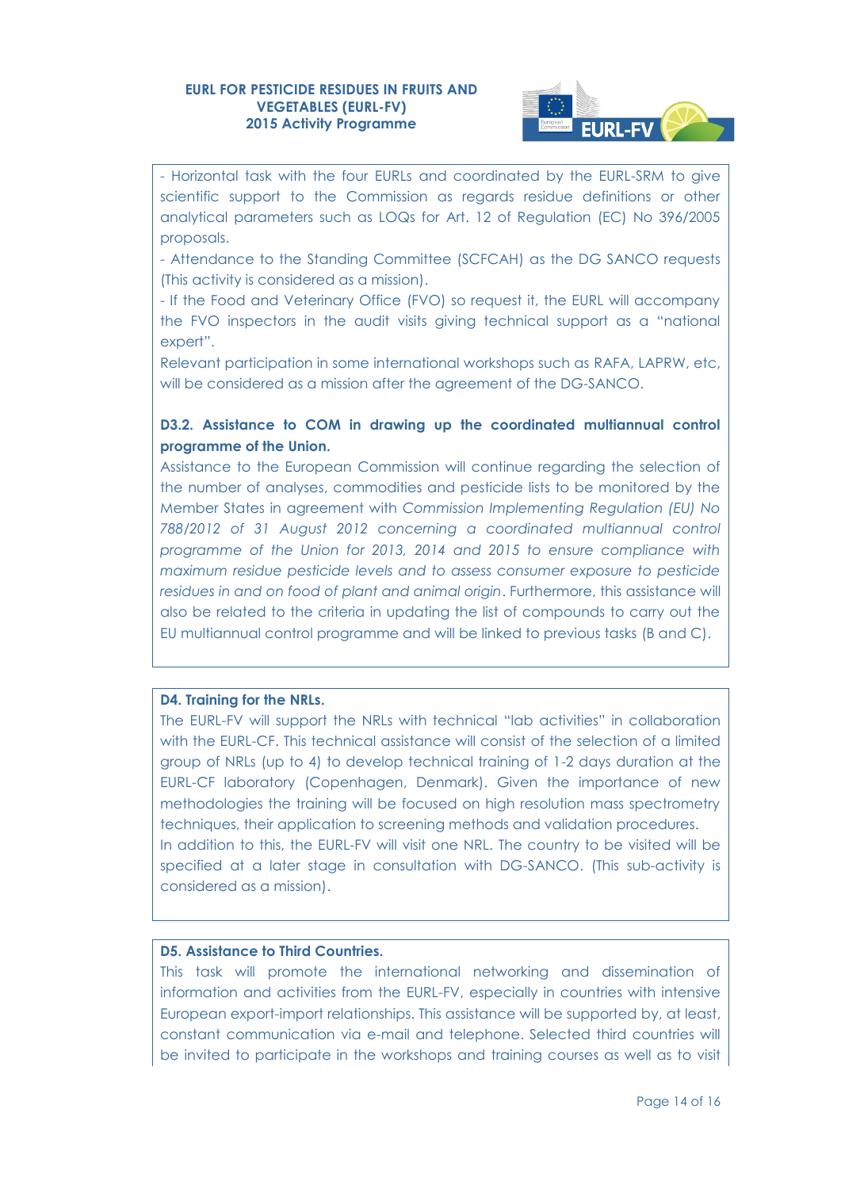- Horizontal task with the four EURLs and coordinated by the EURL-SRM to give scientific support to the Commission as regards residue definitions or other analytical parameters such as LOQs for Art. 12 of Regulation (EC) No 396/2005 proposals.

- Attendance to the Standing Committee (SCFCAH) as the DG SANCO requests (This activity is considered as a mission).

- If the Food and Veterinary Office (FVO) so request it, the EURL will accompany the FVO inspectors in the audit visits giving technical support as a "national expert".

Relevant participation in some international workshops such as RAFA, LAPRW, etc, will be considered as a mission after the agreement of the DG-SANCO.

**D3.2. Assistance to COM in drawing up the coordinated multiannual control programme of the Union.**

Assistance to the European Commission will continue regarding the selection of the number of analyses, commodities and pesticide lists to be monitored by the Member States in agreement with *Commission Implementing Regulation (EU) No 788/2012 of 31 August 2012 concerning a coordinated multiannual control programme of the Union for 2013, 2014 and 2015 to ensure compliance with maximum residue pesticide levels and to assess consumer exposure to pesticide residues in and on food of plant and animal origin*. Furthermore, this assistance will also be related to the criteria in updating the list of compounds to carry out the EU multiannual control programme and will be linked to previous tasks (B and C).

**D4. Training for the NRLs.**

The EURL-FV will support the NRLs with technical "lab activities" in collaboration with the EURL-CF. This technical assistance will consist of the selection of a limited group of NRLs (up to 4) to develop technical training of 1-2 days duration at the EURL-CF laboratory (Copenhagen, Denmark). Given the importance of new methodologies the training will be focused on high resolution mass spectrometry techniques, their application to screening methods and validation procedures.

In addition to this, the EURL-FV will visit one NRL. The country to be visited will be specified at a later stage in consultation with DG-SANCO. (This sub-activity is considered as a mission).

**D5. Assistance to Third Countries.**

This task will promote the international networking and dissemination of information and activities from the EURL-FV, especially in countries with intensive European export-import relationships. This assistance will be supported by, at least, constant communication via e-mail and telephone. Selected third countries will be invited to participate in the workshops and training courses as well as to visit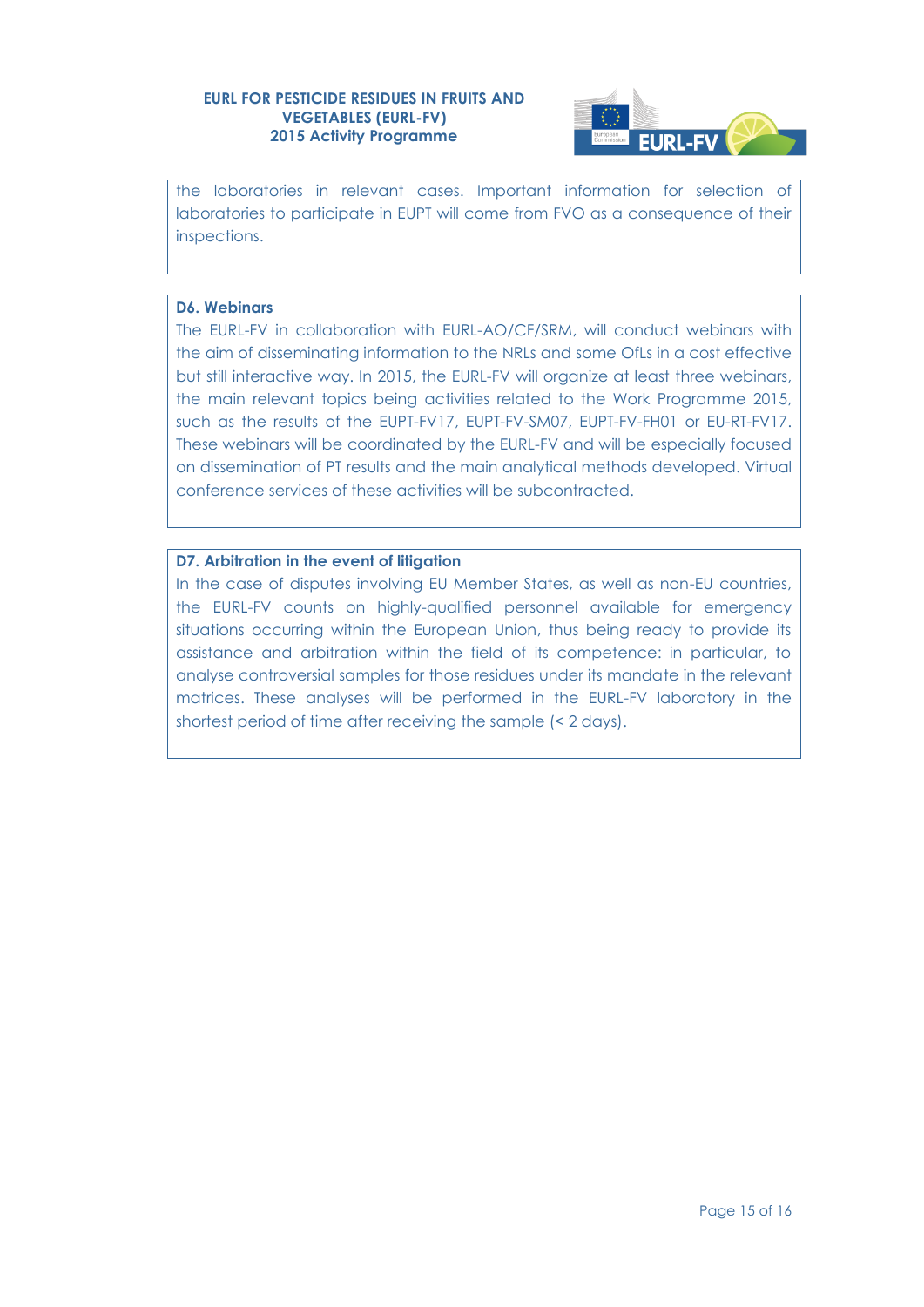the laboratories in relevant cases. Important information for selection of laboratories to participate in EUPT will come from FVO as a consequence of their inspections.

**D6. Webinars**

The EURL-FV in collaboration with EURL-AO/CF/SRM, will conduct webinars with the aim of disseminating information to the NRLs and some OfLs in a cost effective but still interactive way. In 2015, the EURL-FV will organize at least three webinars, the main relevant topics being activities related to the Work Programme 2015, such as the results of the EUPT-FV17, EUPT-FV-SM07, EUPT-FV-FH01 or EU-RT-FV17. These webinars will be coordinated by the EURL-FV and will be especially focused on dissemination of PT results and the main analytical methods developed. Virtual conference services of these activities will be subcontracted.

**D7. Arbitration in the event of litigation**

In the case of disputes involving EU Member States, as well as non-EU countries, the EURL-FV counts on highly-qualified personnel available for emergency situations occurring within the European Union, thus being ready to provide its assistance and arbitration within the field of its competence: in particular, to analyse controversial samples for those residues under its mandate in the relevant matrices. These analyses will be performed in the EURL-FV laboratory in the shortest period of time after receiving the sample (< 2 days).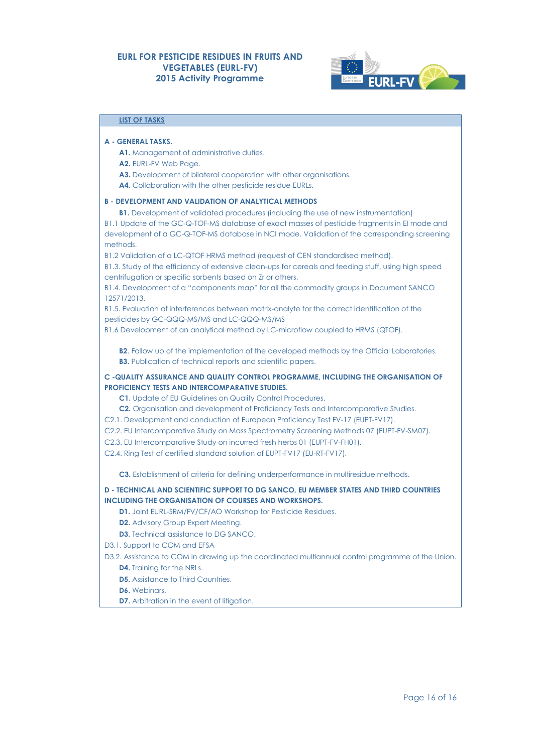**EURL FOR PESTICIDE RESIDUES IN FRUITS AND VEGETABLES (EURL-FV)**
**2015 Activity Programme**

## LIST OF TASKS

### A - GENERAL TASKS.

- **A1.** Management of administrative duties.
- **A2.** EURL-FV Web Page.
- **A3.** Development of bilateral cooperation with other organisations.
- **A4.** Collaboration with the other pesticide residue EURLs.

### B - DEVELOPMENT AND VALIDATION OF ANALYTICAL METHODS

- **B1.** Development of validated procedures (including the use of new instrumentation)

B1.1 Update of the GC-Q-TOF-MS database of exact masses of pesticide fragments in EI mode and development of a GC-Q-TOF-MS database in NCI mode. Validation of the corresponding screening methods.

B1.2 Validation of a LC-QTOF HRMS method (request of CEN standardised method).

B1.3. Study of the efficiency of extensive clean-ups for cereals and feeding stuff, using high speed centrifugation or specific sorbents based on Zr or others.

B1.4. Development of a "components map" for all the commodity groups in Document SANCO 12571/2013.

B1.5. Evaluation of interferences between matrix-analyte for the correct identification of the pesticides by GC-QQQ-MS/MS and LC-QQQ-MS/MS

B1.6 Development of an analytical method by LC-microflow coupled to HRMS (QTOF).

- **B2**. Follow up of the implementation of the developed methods by the Official Laboratories.
- **B3.** Publication of technical reports and scientific papers.

### C -QUALITY ASSURANCE AND QUALITY CONTROL PROGRAMME, INCLUDING THE ORGANISATION OF PROFICIENCY TESTS AND INTERCOMPARATIVE STUDIES.

- **C1.** Update of EU Guidelines on Quality Control Procedures.
- **C2.** Organisation and development of Proficiency Tests and Intercomparative Studies.

C2.1. Development and conduction of European Proficiency Test FV-17 (EUPT-FV17).

C2.2. EU Intercomparative Study on Mass Spectrometry Screening Methods 07 (EUPT-FV-SM07).

C2.3. EU Intercomparative Study on incurred fresh herbs 01 (EUPT-FV-FH01).

C2.4. Ring Test of certified standard solution of EUPT-FV17 (EU-RT-FV17).

- **C3.** Establishment of criteria for defining underperformance in multiresidue methods.

### D - TECHNICAL AND SCIENTIFIC SUPPORT TO DG SANCO, EU MEMBER STATES AND THIRD COUNTRIES INCLUDING THE ORGANISATION OF COURSES AND WORKSHOPS.

- **D1.** Joint EURL-SRM/FV/CF/AO Workshop for Pesticide Residues.
- **D2.** Advisory Group Expert Meeting.
- **D3.** Technical assistance to DG SANCO.

D3.1. Support to COM and EFSA

D3.2. Assistance to COM in drawing up the coordinated multiannual control programme of the Union.

- **D4.** Training for the NRLs.
- **D5.** Assistance to Third Countries.
- **D6.** Webinars.
- **D7.** Arbitration in the event of litigation.